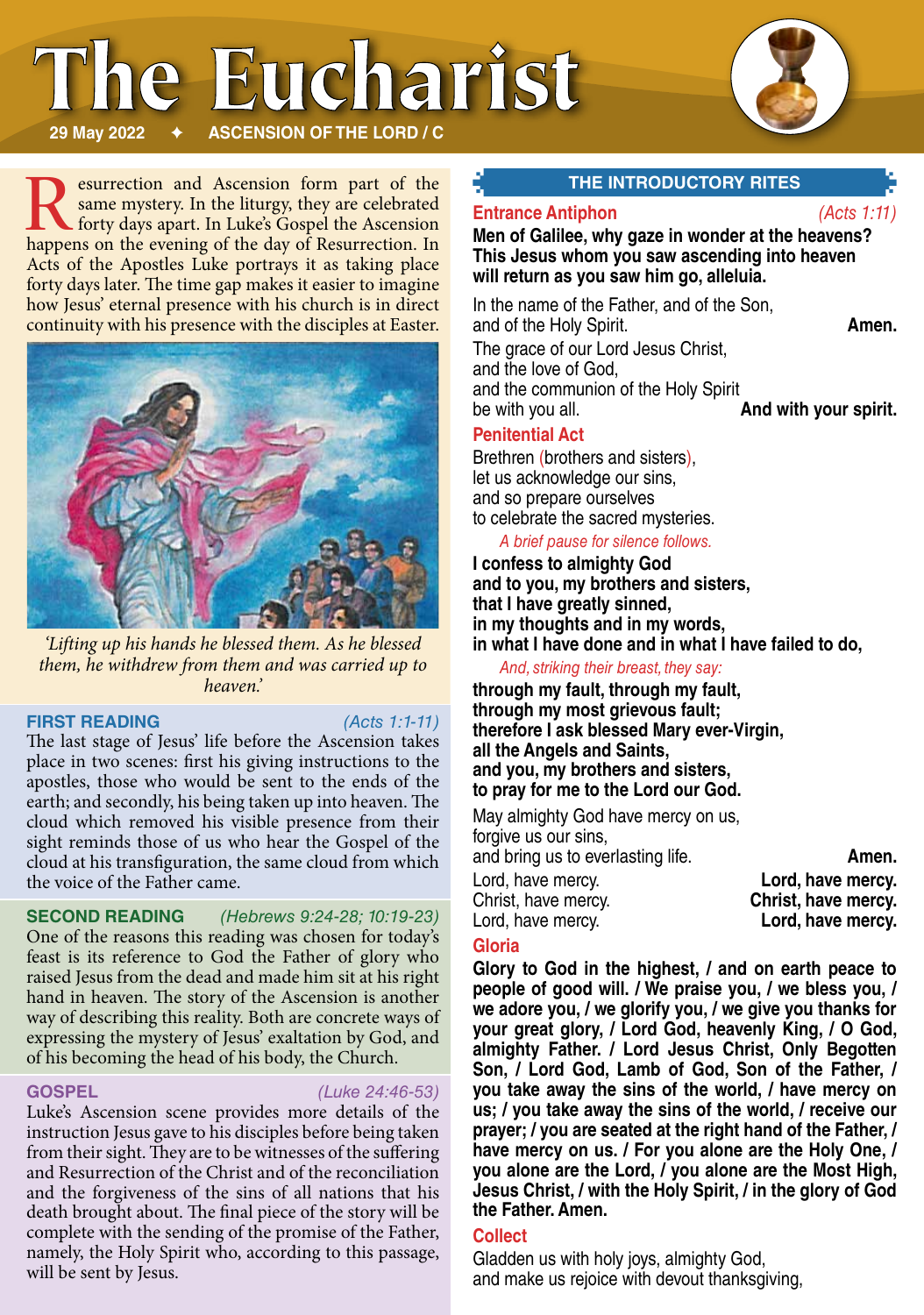# The Eucharist

**29 May 2022** ✦ **ASCENSION OF THE LORD / C**

Resurrection and Ascension form part of the same mystery. In the liturgy, they are celebrated forty days apart. In Luke's Gospel the Ascension happens on the evening of the day of Resurrection. In Acts of the Apostles Luke portrays it as taking place forty days later. The time gap makes it easier to imagine how Jesus' eternal presence with his church is in direct continuity with his presence with the disciples at Easter.

*'Lifting up his hands he blessed them. As he blessed them, he withdrew from them and was carried up to heaven.'*

**FIRST READING** *(Acts 1:1-11)*
The last stage of Jesus' life before the Ascension takes place in two scenes: first his giving instructions to the apostles, those who would be sent to the ends of the earth; and secondly, his being taken up into heaven. The cloud which removed his visible presence from their sight reminds those of us who hear the Gospel of the cloud at his transfiguration, the same cloud from which the voice of the Father came.

**SECOND READING** *(Hebrews 9:24-28; 10:19-23)*
One of the reasons this reading was chosen for today's feast is its reference to God the Father of glory who raised Jesus from the dead and made him sit at his right hand in heaven. The story of the Ascension is another way of describing this reality. Both are concrete ways of expressing the mystery of Jesus' exaltation by God, and of his becoming the head of his body, the Church.

**GOSPEL** *(Luke 24:46-53)*
Luke's Ascension scene provides more details of the instruction Jesus gave to his disciples before being taken from their sight. They are to be witnesses of the suffering and Resurrection of the Christ and of the reconciliation and the forgiveness of the sins of all nations that his death brought about. The final piece of the story will be complete with the sending of the promise of the Father, namely, the Holy Spirit who, according to this passage, will be sent by Jesus.

## THE INTRODUCTORY RITES

### Entrance Antiphon *(Acts 1:11)*

**Men of Galilee, why gaze in wonder at the heavens? This Jesus whom you saw ascending into heaven will return as you saw him go, alleluia.**

In the name of the Father, and of the Son, and of the Holy Spirit. **Amen.**

The grace of our Lord Jesus Christ, and the love of God, and the communion of the Holy Spirit be with you all. **And with your spirit.**

### Penitential Act

Brethren (brothers and sisters), let us acknowledge our sins, and so prepare ourselves to celebrate the sacred mysteries.

*A brief pause for silence follows.*

**I confess to almighty God and to you, my brothers and sisters, that I have greatly sinned, in my thoughts and in my words, in what I have done and in what I have failed to do,**

*And, striking their breast, they say:*

**through my fault, through my fault, through my most grievous fault; therefore I ask blessed Mary ever-Virgin, all the Angels and Saints, and you, my brothers and sisters, to pray for me to the Lord our God.**

May almighty God have mercy on us, forgive us our sins, and bring us to everlasting life. **Amen.**

Lord, have mercy. **Lord, have mercy.**
Christ, have mercy. **Christ, have mercy.**
Lord, have mercy. **Lord, have mercy.**

### Gloria

**Glory to God in the highest, / and on earth peace to people of good will. / We praise you, / we bless you, / we adore you, / we glorify you, / we give you thanks for your great glory, / Lord God, heavenly King, / O God, almighty Father. / Lord Jesus Christ, Only Begotten Son, / Lord God, Lamb of God, Son of the Father, / you take away the sins of the world, / have mercy on us; / you take away the sins of the world, / receive our prayer; / you are seated at the right hand of the Father, / have mercy on us. / For you alone are the Holy One, / you alone are the Lord, / you alone are the Most High, Jesus Christ, / with the Holy Spirit, / in the glory of God the Father. Amen.**

### Collect

Gladden us with holy joys, almighty God, and make us rejoice with devout thanksgiving,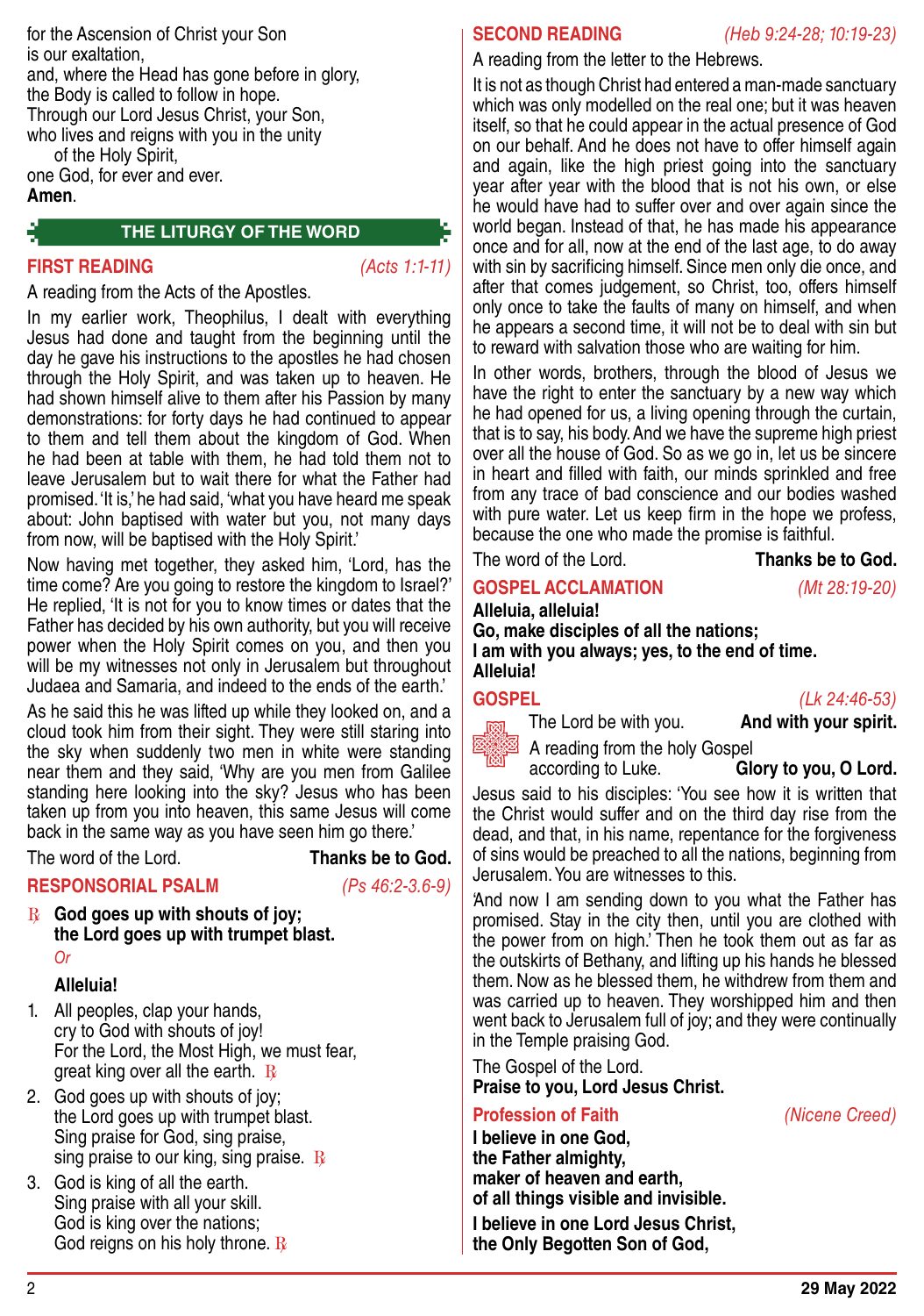for the Ascension of Christ your Son
is our exaltation,
and, where the Head has gone before in glory,
the Body is called to follow in hope.
Through our Lord Jesus Christ, your Son,
who lives and reigns with you in the unity
of the Holy Spirit,
one God, for ever and ever.
**Amen**.

## THE LITURGY OF THE WORD

### FIRST READING *(Acts 1:1-11)*

A reading from the Acts of the Apostles.

In my earlier work, Theophilus, I dealt with everything Jesus had done and taught from the beginning until the day he gave his instructions to the apostles he had chosen through the Holy Spirit, and was taken up to heaven. He had shown himself alive to them after his Passion by many demonstrations: for forty days he had continued to appear to them and tell them about the kingdom of God. When he had been at table with them, he had told them not to leave Jerusalem but to wait there for what the Father had promised. 'It is,' he had said, 'what you have heard me speak about: John baptised with water but you, not many days from now, will be baptised with the Holy Spirit.'

Now having met together, they asked him, 'Lord, has the time come? Are you going to restore the kingdom to Israel?' He replied, 'It is not for you to know times or dates that the Father has decided by his own authority, but you will receive power when the Holy Spirit comes on you, and then you will be my witnesses not only in Jerusalem but throughout Judaea and Samaria, and indeed to the ends of the earth.'

As he said this he was lifted up while they looked on, and a cloud took him from their sight. They were still staring into the sky when suddenly two men in white were standing near them and they said, 'Why are you men from Galilee standing here looking into the sky? Jesus who has been taken up from you into heaven, this same Jesus will come back in the same way as you have seen him go there.'

The word of the Lord. **Thanks be to God.**

### RESPONSORIAL PSALM *(Ps 46:2-3.6-9)*

℟ **God goes up with shouts of joy;**
**the Lord goes up with trumpet blast.**
*Or*
**Alleluia!**

1. All peoples, clap your hands,
cry to God with shouts of joy!
For the Lord, the Most High, we must fear,
great king over all the earth. ℟

2. God goes up with shouts of joy;
the Lord goes up with trumpet blast.
Sing praise for God, sing praise,
sing praise to our king, sing praise. ℟

3. God is king of all the earth.
Sing praise with all your skill.
God is king over the nations;
God reigns on his holy throne. ℟

### SECOND READING *(Heb 9:24-28; 10:19-23)*

A reading from the letter to the Hebrews.

It is not as though Christ had entered a man-made sanctuary which was only modelled on the real one; but it was heaven itself, so that he could appear in the actual presence of God on our behalf. And he does not have to offer himself again and again, like the high priest going into the sanctuary year after year with the blood that is not his own, or else he would have had to suffer over and over again since the world began. Instead of that, he has made his appearance once and for all, now at the end of the last age, to do away with sin by sacrificing himself. Since men only die once, and after that comes judgement, so Christ, too, offers himself only once to take the faults of many on himself, and when he appears a second time, it will not be to deal with sin but to reward with salvation those who are waiting for him.

In other words, brothers, through the blood of Jesus we have the right to enter the sanctuary by a new way which he had opened for us, a living opening through the curtain, that is to say, his body. And we have the supreme high priest over all the house of God. So as we go in, let us be sincere in heart and filled with faith, our minds sprinkled and free from any trace of bad conscience and our bodies washed with pure water. Let us keep firm in the hope we profess, because the one who made the promise is faithful.

The word of the Lord. **Thanks be to God.**

### GOSPEL ACCLAMATION *(Mt 28:19-20)*

**Alleluia, alleluia!**
**Go, make disciples of all the nations;**
**I am with you always; yes, to the end of time.**
**Alleluia!**

### GOSPEL *(Lk 24:46-53)*

The Lord be with you. **And with your spirit.**
A reading from the holy Gospel according to Luke. **Glory to you, O Lord.**

Jesus said to his disciples: 'You see how it is written that the Christ would suffer and on the third day rise from the dead, and that, in his name, repentance for the forgiveness of sins would be preached to all the nations, beginning from Jerusalem. You are witnesses to this.

'And now I am sending down to you what the Father has promised. Stay in the city then, until you are clothed with the power from on high.' Then he took them out as far as the outskirts of Bethany, and lifting up his hands he blessed them. Now as he blessed them, he withdrew from them and was carried up to heaven. They worshipped him and then went back to Jerusalem full of joy; and they were continually in the Temple praising God.

The Gospel of the Lord.
**Praise to you, Lord Jesus Christ.**

### Profession of Faith *(Nicene Creed)*

**I believe in one God,**
**the Father almighty,**
**maker of heaven and earth,**
**of all things visible and invisible.**

**I believe in one Lord Jesus Christ,**
**the Only Begotten Son of God,**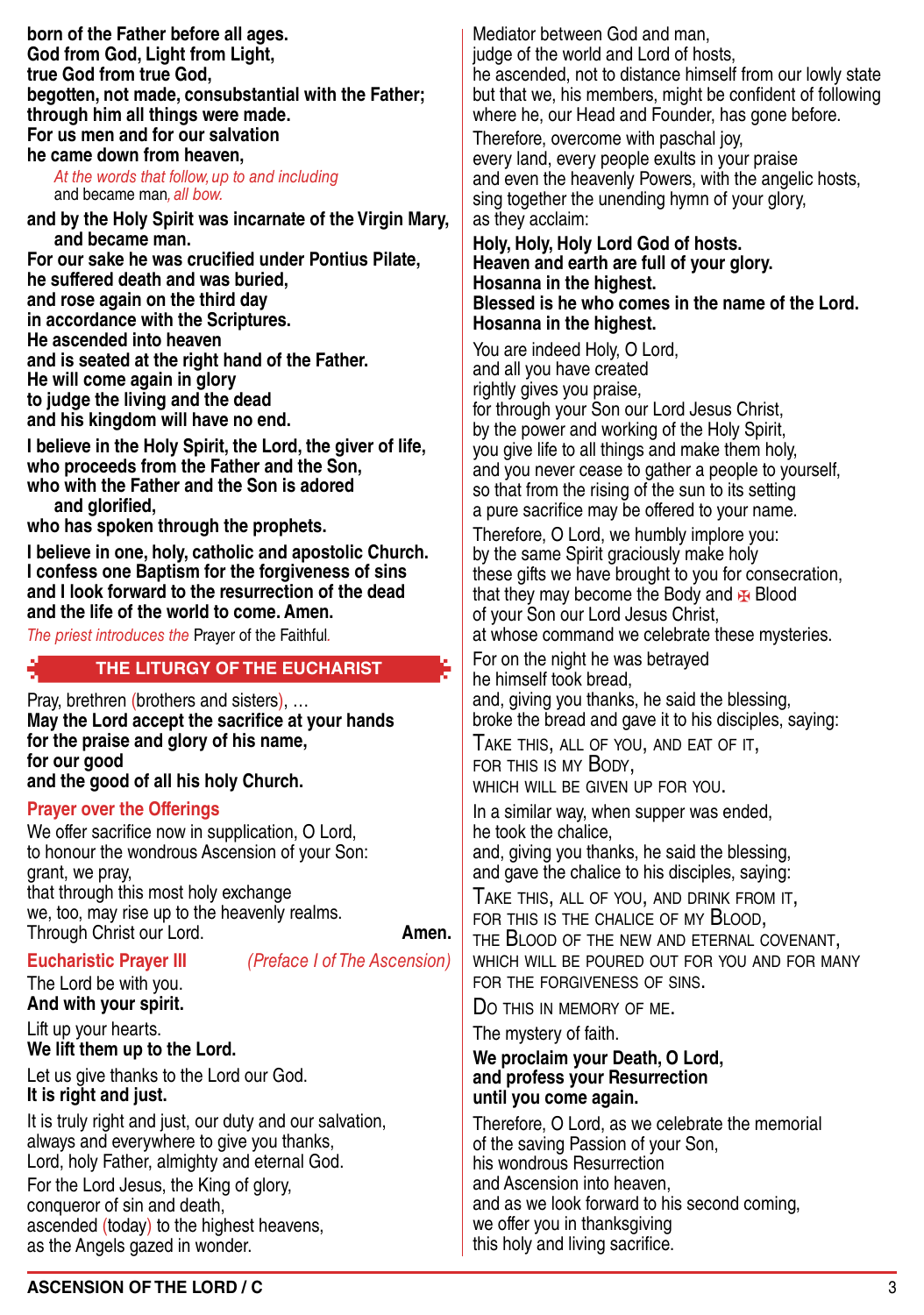**born of the Father before all ages.**
**God from God, Light from Light,**
**true God from true God,**
**begotten, not made, consubstantial with the Father;**
**through him all things were made.**
**For us men and for our salvation**
**he came down from heaven,**

*At the words that follow, up to and including* and became man, *all bow.*

**and by the Holy Spirit was incarnate of the Virgin Mary,**
**and became man.**
**For our sake he was crucified under Pontius Pilate,**
**he suffered death and was buried,**
**and rose again on the third day**
**in accordance with the Scriptures.**
**He ascended into heaven**
**and is seated at the right hand of the Father.**
**He will come again in glory**
**to judge the living and the dead**
**and his kingdom will have no end.**

**I believe in the Holy Spirit, the Lord, the giver of life,**
**who proceeds from the Father and the Son,**
**who with the Father and the Son is adored**
**and glorified,**
**who has spoken through the prophets.**

**I believe in one, holy, catholic and apostolic Church.**
**I confess one Baptism for the forgiveness of sins**
**and I look forward to the resurrection of the dead**
**and the life of the world to come. Amen.**

*The priest introduces the* Prayer of the Faithful*.*

## THE LITURGY OF THE EUCHARIST

Pray, brethren (brothers and sisters), …
**May the Lord accept the sacrifice at your hands**
**for the praise and glory of his name,**
**for our good**
**and the good of all his holy Church.**

### Prayer over the Offerings

We offer sacrifice now in supplication, O Lord,
to honour the wondrous Ascension of your Son:
grant, we pray,
that through this most holy exchange
we, too, may rise up to the heavenly realms.
Through Christ our Lord. **Amen.**

### Eucharistic Prayer III *(Preface I of The Ascension)*

The Lord be with you.
**And with your spirit.**

Lift up your hearts.
**We lift them up to the Lord.**

Let us give thanks to the Lord our God.
**It is right and just.**

It is truly right and just, our duty and our salvation,
always and everywhere to give you thanks,
Lord, holy Father, almighty and eternal God.

For the Lord Jesus, the King of glory,
conqueror of sin and death,
ascended (today) to the highest heavens,
as the Angels gazed in wonder.

Mediator between God and man,
judge of the world and Lord of hosts,
he ascended, not to distance himself from our lowly state
but that we, his members, might be confident of following
where he, our Head and Founder, has gone before.

Therefore, overcome with paschal joy,
every land, every people exults in your praise
and even the heavenly Powers, with the angelic hosts,
sing together the unending hymn of your glory,
as they acclaim:

**Holy, Holy, Holy Lord God of hosts.**
**Heaven and earth are full of your glory.**
**Hosanna in the highest.**
**Blessed is he who comes in the name of the Lord.**
**Hosanna in the highest.**

You are indeed Holy, O Lord,
and all you have created
rightly gives you praise,
for through your Son our Lord Jesus Christ,
by the power and working of the Holy Spirit,
you give life to all things and make them holy,
and you never cease to gather a people to yourself,
so that from the rising of the sun to its setting
a pure sacrifice may be offered to your name.

Therefore, O Lord, we humbly implore you:
by the same Spirit graciously make holy
these gifts we have brought to you for consecration,
that they may become the Body and ✠ Blood
of your Son our Lord Jesus Christ,
at whose command we celebrate these mysteries.

For on the night he was betrayed
he himself took bread,
and, giving you thanks, he said the blessing,
broke the bread and gave it to his disciples, saying:

TAKE THIS, ALL OF YOU, AND EAT OF IT,
FOR THIS IS MY BODY,
WHICH WILL BE GIVEN UP FOR YOU.

In a similar way, when supper was ended,
he took the chalice,
and, giving you thanks, he said the blessing,
and gave the chalice to his disciples, saying:

TAKE THIS, ALL OF YOU, AND DRINK FROM IT,
FOR THIS IS THE CHALICE OF MY BLOOD,
THE BLOOD OF THE NEW AND ETERNAL COVENANT,
WHICH WILL BE POURED OUT FOR YOU AND FOR MANY
FOR THE FORGIVENESS OF SINS.

DO THIS IN MEMORY OF ME.

The mystery of faith.

**We proclaim your Death, O Lord,**
**and profess your Resurrection**
**until you come again.**

Therefore, O Lord, as we celebrate the memorial
of the saving Passion of your Son,
his wondrous Resurrection
and Ascension into heaven,
and as we look forward to his second coming,
we offer you in thanksgiving
this holy and living sacrifice.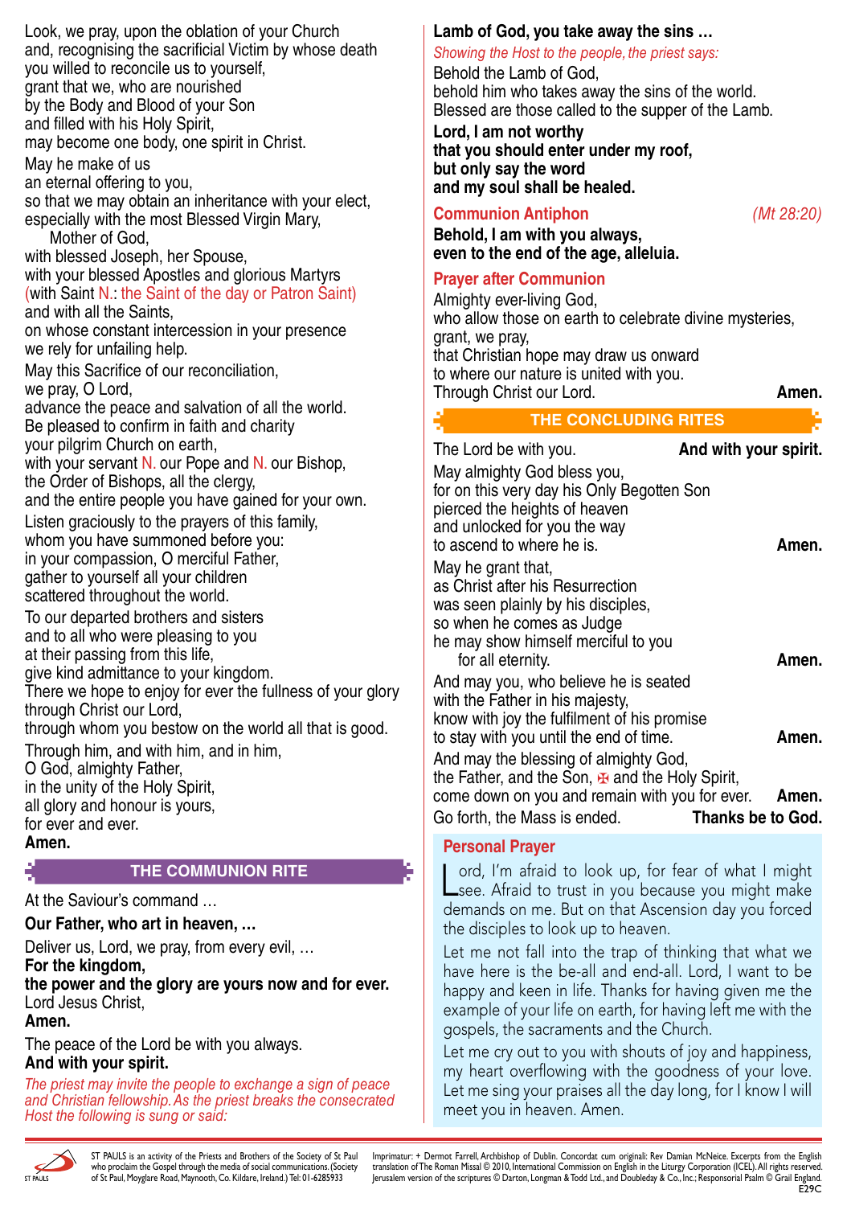Look, we pray, upon the oblation of your Church
and, recognising the sacrificial Victim by whose death
you willed to reconcile us to yourself,
grant that we, who are nourished
by the Body and Blood of your Son
and filled with his Holy Spirit,
may become one body, one spirit in Christ.

May he make of us
an eternal offering to you,
so that we may obtain an inheritance with your elect,
especially with the most Blessed Virgin Mary,
Mother of God,
with blessed Joseph, her Spouse,
with your blessed Apostles and glorious Martyrs
*(with Saint N.: the Saint of the day or Patron Saint)*
and with all the Saints,
on whose constant intercession in your presence
we rely for unfailing help.

May this Sacrifice of our reconciliation,
we pray, O Lord,
advance the peace and salvation of all the world.
Be pleased to confirm in faith and charity
your pilgrim Church on earth,
with your servant N. our Pope and N. our Bishop,
the Order of Bishops, all the clergy,
and the entire people you have gained for your own.

Listen graciously to the prayers of this family,
whom you have summoned before you:
in your compassion, O merciful Father,
gather to yourself all your children
scattered throughout the world.

To our departed brothers and sisters
and to all who were pleasing to you
at their passing from this life,
give kind admittance to your kingdom.
There we hope to enjoy for ever the fullness of your glory
through Christ our Lord,
through whom you bestow on the world all that is good.

Through him, and with him, and in him,
O God, almighty Father,
in the unity of the Holy Spirit,
all glory and honour is yours,
for ever and ever.
**Amen.**

## THE COMMUNION RITE

At the Saviour's command …

**Our Father, who art in heaven, …**

Deliver us, Lord, we pray, from every evil, …
**For the kingdom,
the power and the glory are yours now and for ever.**
Lord Jesus Christ,
**Amen.**

The peace of the Lord be with you always.
**And with your spirit.**

*The priest may invite the people to exchange a sign of peace and Christian fellowship. As the priest breaks the consecrated Host the following is sung or said:*

**Lamb of God, you take away the sins …**

*Showing the Host to the people, the priest says:*
Behold the Lamb of God,
behold him who takes away the sins of the world.
Blessed are those called to the supper of the Lamb.
**Lord, I am not worthy
that you should enter under my roof,
but only say the word
and my soul shall be healed.**

### Communion Antiphon *(Mt 28:20)*

**Behold, I am with you always,
even to the end of the age, alleluia.**

### Prayer after Communion

Almighty ever-living God,
who allow those on earth to celebrate divine mysteries,
grant, we pray,
that Christian hope may draw us onward
to where our nature is united with you.
Through Christ our Lord. **Amen.**

## THE CONCLUDING RITES

The Lord be with you. **And with your spirit.**

May almighty God bless you,
for on this very day his Only Begotten Son
pierced the heights of heaven
and unlocked for you the way
to ascend to where he is. **Amen.**

May he grant that,
as Christ after his Resurrection
was seen plainly by his disciples,
so when he comes as Judge
he may show himself merciful to you
for all eternity. **Amen.**

And may you, who believe he is seated
with the Father in his majesty,
know with joy the fulfilment of his promise
to stay with you until the end of time. **Amen.**

And may the blessing of almighty God,
the Father, and the Son, ✠ and the Holy Spirit,
come down on you and remain with you for ever. **Amen.**

Go forth, the Mass is ended. **Thanks be to God.**

### Personal Prayer

Lord, I'm afraid to look up, for fear of what I might see. Afraid to trust in you because you might make demands on me. But on that Ascension day you forced the disciples to look up to heaven.

Let me not fall into the trap of thinking that what we have here is the be-all and end-all. Lord, I want to be happy and keen in life. Thanks for having given me the example of your life on earth, for having left me with the gospels, the sacraments and the Church.

Let me cry out to you with shouts of joy and happiness, my heart overflowing with the goodness of your love. Let me sing your praises all the day long, for I know I will meet you in heaven. Amen.

ST PAULS is an activity of the Priests and Brothers of the Society of St Paul who proclaim the Gospel through the media of social communications. (Society of St Paul, Moyglare Road, Maynooth, Co. Kildare, Ireland.) Tel: 01-6285933

Imprimatur: + Dermot Farrell, Archbishop of Dublin. Concordat cum originali: Rev Damian McNeice. Excerpts from the English translation of The Roman Missal © 2010, International Commission on English in the Liturgy Corporation (ICEL). All rights reserved. Jerusalem version of the scriptures © Darton, Longman & Todd Ltd., and Doubleday & Co., Inc.; Responsorial Psalm © Grail England.

E29C